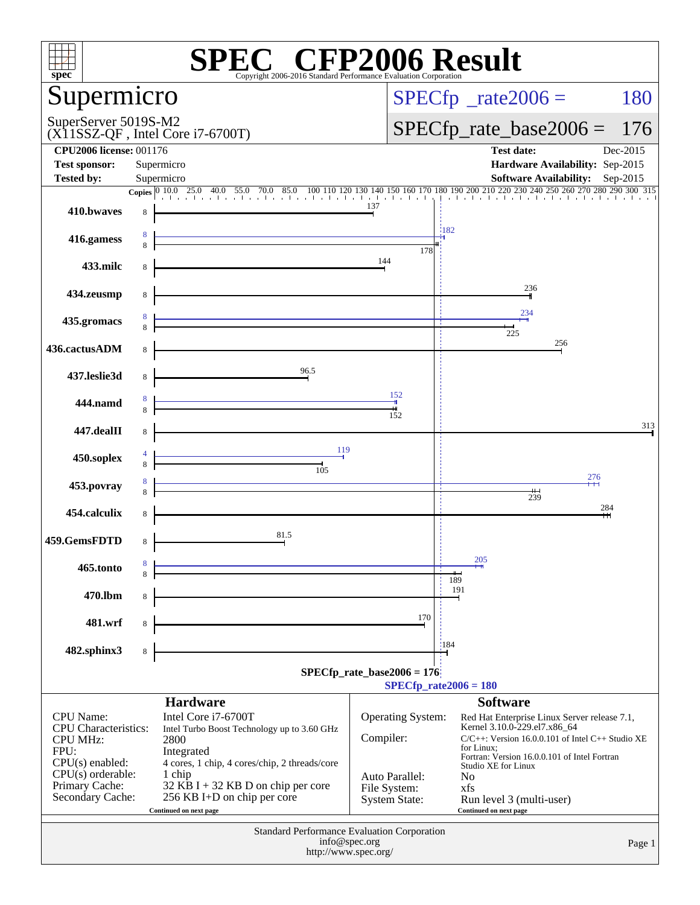# SPEC CFP2006 Result

Copyright 2006-2016 Standard Performance Evaluation Corporation

## Supermicro

SuperServer 5019S-M2
(X11SSZ-QF , Intel Core i7-6700T)

SPECfp_rate2006 = 180

SPECfp_rate_base2006 = 176

| | | | |
|---|---|---|---|
| **CPU2006 license:** 001176 | | **Test date:** | Dec-2015 |
| **Test sponsor:** | Supermicro | **Hardware Availability:** | Sep-2015 |
| **Tested by:** | Supermicro | **Software Availability:** | Sep-2015 |

| Benchmark | Copies (peak) | Peak | Copies (base) | Base |
|---|---|---|---|---|
| 410.bwaves | | | 8 | 137 |
| 416.gamess | 8 | 182 | 8 | 178 |
| 433.milc | | | 8 | 144 |
| 434.zeusmp | | | 8 | 236 |
| 435.gromacs | 8 | 234 | 8 | 225 |
| 436.cactusADM | | | 8 | 256 |
| 437.leslie3d | | | 8 | 96.5 |
| 444.namd | 8 | 152 | 8 | 152 |
| 447.dealII | | | 8 | 313 |
| 450.soplex | 4 | 119 | 8 | 105 |
| 453.povray | 8 | 276 | 8 | 239 |
| 454.calculix | | | 8 | 284 |
| 459.GemsFDTD | | | 8 | 81.5 |
| 465.tonto | 8 | 205 | 8 | 189 |
| 470.lbm | | | 8 | 191 |
| 481.wrf | | | 8 | 170 |
| 482.sphinx3 | | | 8 | 184 |

SPECfp_rate_base2006 = 176

SPECfp_rate2006 = 180

### Hardware

| | |
|---|---|
| CPU Name: | Intel Core i7-6700T |
| CPU Characteristics: | Intel Turbo Boost Technology up to 3.60 GHz |
| CPU MHz: | 2800 |
| FPU: | Integrated |
| CPU(s) enabled: | 4 cores, 1 chip, 4 cores/chip, 2 threads/core |
| CPU(s) orderable: | 1 chip |
| Primary Cache: | 32 KB I + 32 KB D on chip per core |
| Secondary Cache: | 256 KB I+D on chip per core |

Continued on next page

### Software

| | |
|---|---|
| Operating System: | Red Hat Enterprise Linux Server release 7.1, Kernel 3.10.0-229.el7.x86_64 |
| Compiler: | C/C++: Version 16.0.0.101 of Intel C++ Studio XE for Linux; Fortran: Version 16.0.0.101 of Intel Fortran Studio XE for Linux |
| Auto Parallel: | No |
| File System: | xfs |
| System State: | Run level 3 (multi-user) |

Continued on next page

Standard Performance Evaluation Corporation
info@spec.org
http://www.spec.org/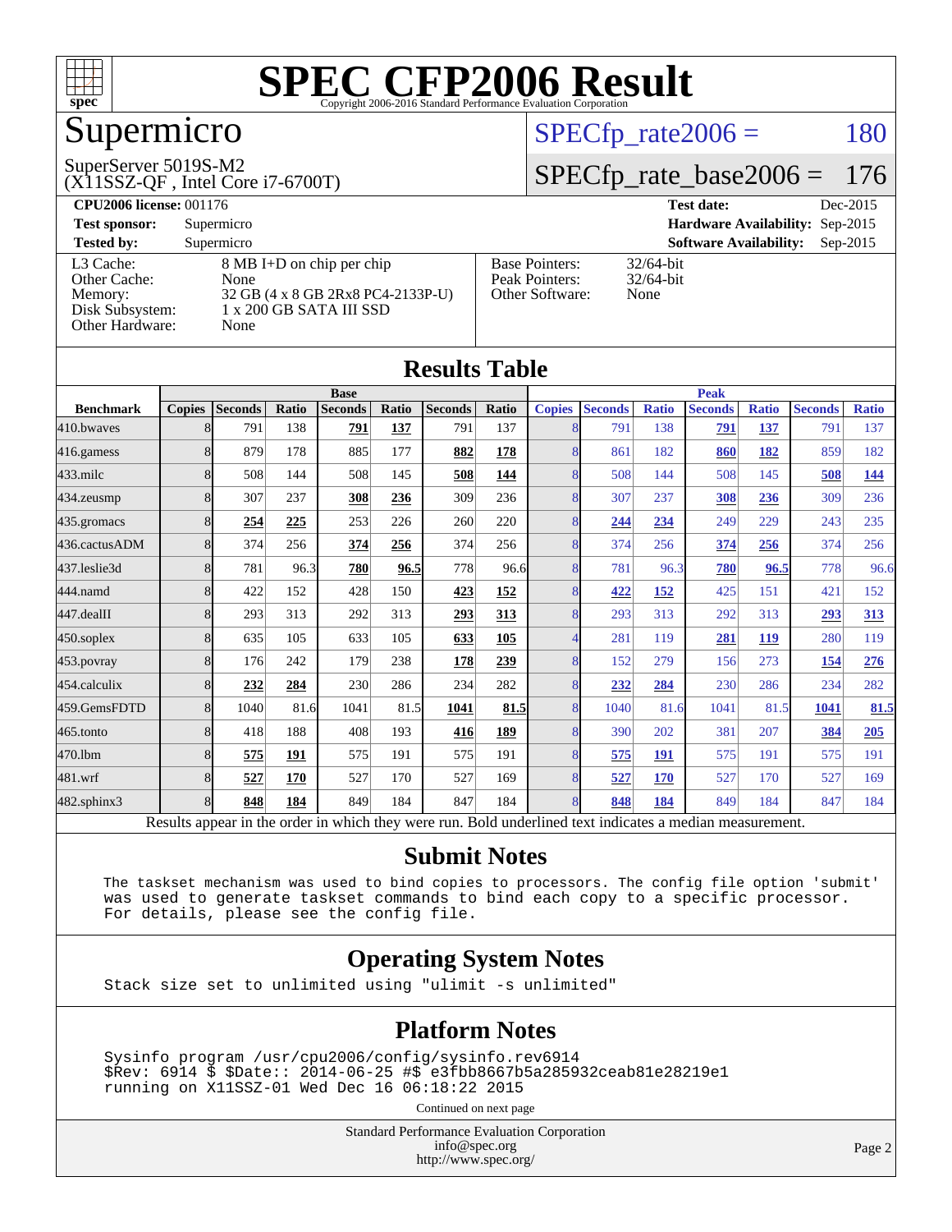# SPEC CFP2006 Result

Copyright 2006-2016 Standard Performance Evaluation Corporation

## Supermicro

SuperServer 5019S-M2
(X11SSZ-QF , Intel Core i7-6700T)

SPECfp_rate2006 = 180

SPECfp_rate_base2006 = 176

**CPU2006 license:** 001176
**Test sponsor:** Supermicro
**Tested by:** Supermicro

**Test date:** Dec-2015
**Hardware Availability:** Sep-2015
**Software Availability:** Sep-2015

| | |
|---|---|
| L3 Cache: | 8 MB I+D on chip per chip |
| Other Cache: | None |
| Memory: | 32 GB (4 x 8 GB 2Rx8 PC4-2133P-U) |
| Disk Subsystem: | 1 x 200 GB SATA III SSD |
| Other Hardware: | None |

| | |
|---|---|
| Base Pointers: | 32/64-bit |
| Peak Pointers: | 32/64-bit |
| Other Software: | None |

## Results Table

| | Base | | | | | | | Peak | | | | | | |
|---|---|---|---|---|---|---|---|---|---|---|---|---|---|---|
| **Benchmark** | **Copies** | **Seconds** | **Ratio** | **Seconds** | **Ratio** | **Seconds** | **Ratio** | **Copies** | **Seconds** | **Ratio** | **Seconds** | **Ratio** | **Seconds** | **Ratio** |
| 410.bwaves | 8 | 791 | 138 | **791** | **137** | 791 | 137 | 8 | 791 | 138 | **791** | **137** | 791 | 137 |
| 416.gamess | 8 | 879 | 178 | 885 | 177 | **882** | **178** | 8 | 861 | 182 | **860** | **182** | 859 | 182 |
| 433.milc | 8 | 508 | 144 | 508 | 145 | **508** | **144** | 8 | 508 | 144 | 508 | 145 | **508** | **144** |
| 434.zeusmp | 8 | 307 | 237 | **308** | **236** | 309 | 236 | 8 | 307 | 237 | **308** | **236** | 309 | 236 |
| 435.gromacs | 8 | **254** | **225** | 253 | 226 | 260 | 220 | 8 | **244** | **234** | 249 | 229 | 243 | 235 |
| 436.cactusADM | 8 | 374 | 256 | **374** | **256** | 374 | 256 | 8 | 374 | 256 | **374** | **256** | 374 | 256 |
| 437.leslie3d | 8 | 781 | 96.3 | **780** | **96.5** | 778 | 96.6 | 8 | 781 | 96.3 | **780** | **96.5** | 778 | 96.6 |
| 444.namd | 8 | 422 | 152 | 428 | 150 | **423** | **152** | 8 | **422** | **152** | 425 | 151 | 421 | 152 |
| 447.dealII | 8 | 293 | 313 | 292 | 313 | **293** | **313** | 8 | 293 | 313 | 292 | 313 | **293** | **313** |
| 450.soplex | 8 | 635 | 105 | 633 | 105 | **633** | **105** | 4 | 281 | 119 | **281** | **119** | 280 | 119 |
| 453.povray | 8 | 176 | 242 | 179 | 238 | **178** | **239** | 8 | 152 | 279 | 156 | 273 | **154** | **276** |
| 454.calculix | 8 | **232** | **284** | 230 | 286 | 234 | 282 | 8 | **232** | **284** | 230 | 286 | 234 | 282 |
| 459.GemsFDTD | 8 | 1040 | 81.6 | 1041 | 81.5 | **1041** | **81.5** | 8 | 1040 | 81.6 | 1041 | 81.5 | **1041** | **81.5** |
| 465.tonto | 8 | 418 | 188 | 408 | 193 | **416** | **189** | 8 | 390 | 202 | 381 | 207 | **384** | **205** |
| 470.lbm | 8 | **575** | **191** | 575 | 191 | 575 | 191 | 8 | **575** | **191** | 575 | 191 | 575 | 191 |
| 481.wrf | 8 | **527** | **170** | 527 | 170 | 527 | 169 | 8 | **527** | **170** | 527 | 170 | 527 | 169 |
| 482.sphinx3 | 8 | **848** | **184** | 849 | 184 | 847 | 184 | 8 | **848** | **184** | 849 | 184 | 847 | 184 |

Results appear in the order in which they were run. Bold underlined text indicates a median measurement.

## Submit Notes

```
The taskset mechanism was used to bind copies to processors. The config file option 'submit'
was used to generate taskset commands to bind each copy to a specific processor.
For details, please see the config file.
```

## Operating System Notes

```
Stack size set to unlimited using "ulimit -s unlimited"
```

## Platform Notes

```
Sysinfo program /usr/cpu2006/config/sysinfo.rev6914
$Rev: 6914 $ $Date:: 2014-06-25 #$ e3fbb8667b5a285932ceab81e28219e1
running on X11SSZ-01 Wed Dec 16 06:18:22 2015
```

Continued on next page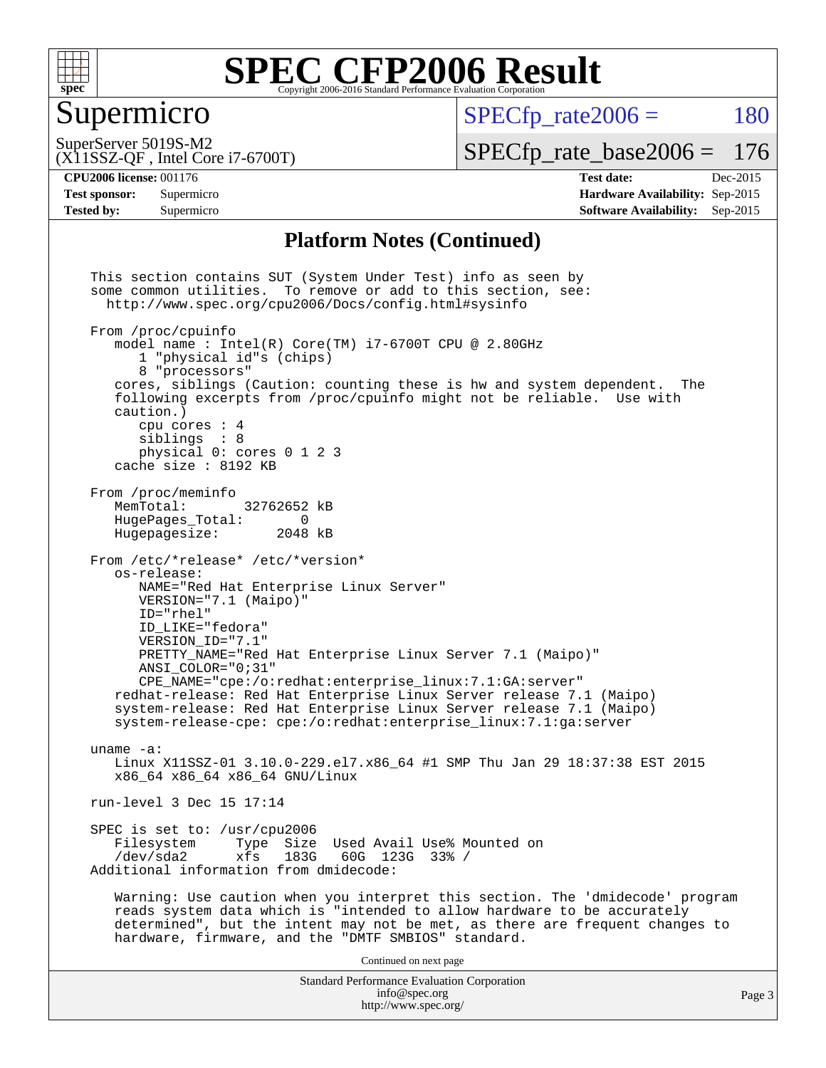# SPEC CFP2006 Result

Copyright 2006-2016 Standard Performance Evaluation Corporation

## Supermicro

SuperServer 5019S-M2
(X11SSZ-QF , Intel Core i7-6700T)

SPECfp_rate2006 = 180

SPECfp_rate_base2006 = 176

**CPU2006 license:** 001176
**Test sponsor:** Supermicro
**Tested by:** Supermicro

**Test date:** Dec-2015
**Hardware Availability:** Sep-2015
**Software Availability:** Sep-2015

### Platform Notes (Continued)

```
This section contains SUT (System Under Test) info as seen by
some common utilities.  To remove or add to this section, see:
  http://www.spec.org/cpu2006/Docs/config.html#sysinfo

From /proc/cpuinfo
   model name : Intel(R) Core(TM) i7-6700T CPU @ 2.80GHz
      1 "physical id"s (chips)
      8 "processors"
   cores, siblings (Caution: counting these is hw and system dependent.  The
   following excerpts from /proc/cpuinfo might not be reliable.  Use with
   caution.)
      cpu cores : 4
      siblings  : 8
      physical 0: cores 0 1 2 3
   cache size : 8192 KB

From /proc/meminfo
   MemTotal:       32762652 kB
   HugePages_Total:       0
   Hugepagesize:       2048 kB

From /etc/*release* /etc/*version*
   os-release:
      NAME="Red Hat Enterprise Linux Server"
      VERSION="7.1 (Maipo)"
      ID="rhel"
      ID_LIKE="fedora"
      VERSION_ID="7.1"
      PRETTY_NAME="Red Hat Enterprise Linux Server 7.1 (Maipo)"
      ANSI_COLOR="0;31"
      CPE_NAME="cpe:/o:redhat:enterprise_linux:7.1:GA:server"
   redhat-release: Red Hat Enterprise Linux Server release 7.1 (Maipo)
   system-release: Red Hat Enterprise Linux Server release 7.1 (Maipo)
   system-release-cpe: cpe:/o:redhat:enterprise_linux:7.1:ga:server

uname -a:
   Linux X11SSZ-01 3.10.0-229.el7.x86_64 #1 SMP Thu Jan 29 18:37:38 EST 2015
   x86_64 x86_64 x86_64 GNU/Linux

run-level 3 Dec 15 17:14

SPEC is set to: /usr/cpu2006
   Filesystem     Type  Size  Used Avail Use% Mounted on
   /dev/sda2      xfs   183G   60G  123G  33% /
Additional information from dmidecode:

   Warning: Use caution when you interpret this section. The 'dmidecode' program
   reads system data which is "intended to allow hardware to be accurately
   determined", but the intent may not be met, as there are frequent changes to
   hardware, firmware, and the "DMTF SMBIOS" standard.
```

Continued on next page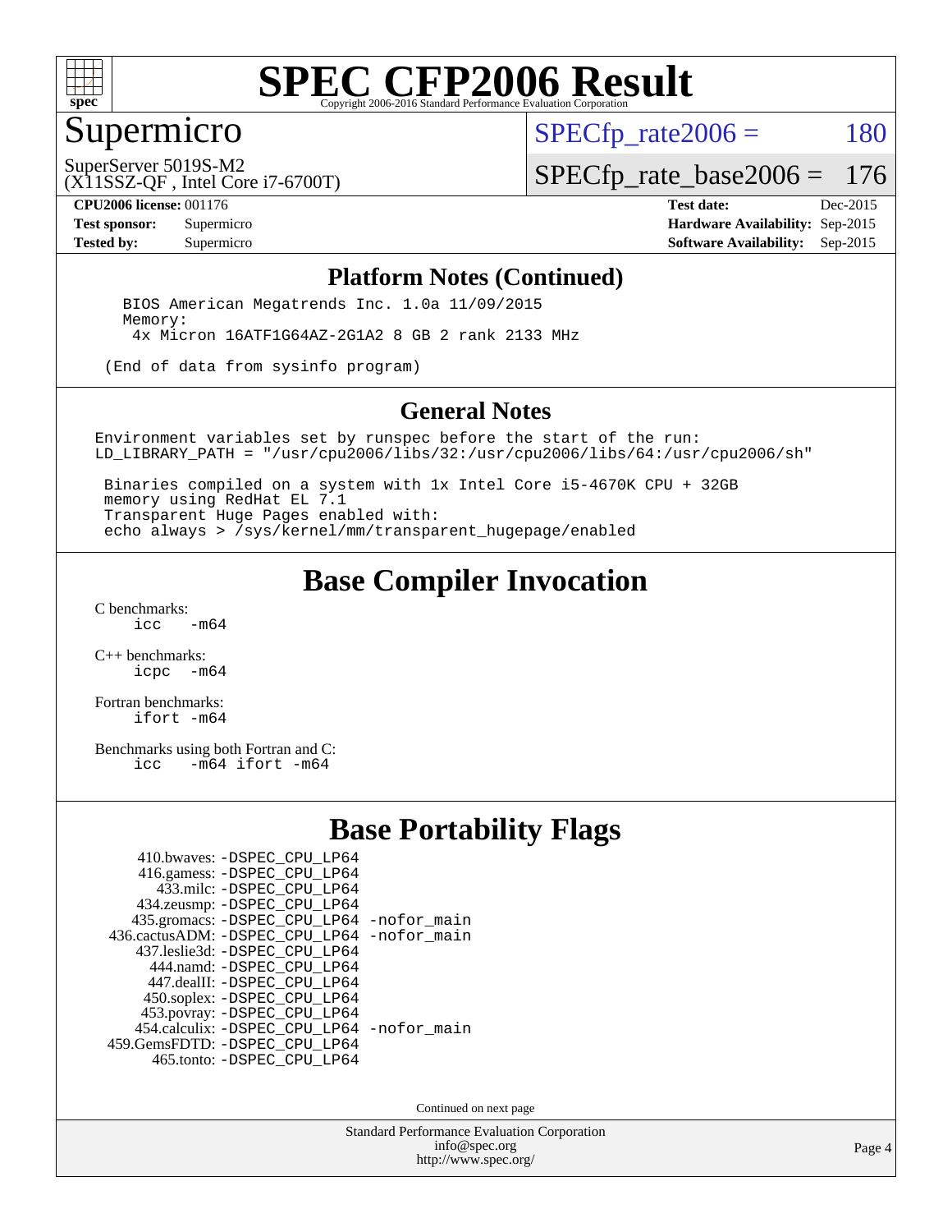# SPEC CFP2006 Result

Copyright 2006-2016 Standard Performance Evaluation Corporation

## Supermicro

SuperServer 5019S-M2
(X11SSZ-QF , Intel Core i7-6700T)

SPECfp_rate2006 = 180

SPECfp_rate_base2006 = 176

**CPU2006 license:** 001176
**Test sponsor:** Supermicro
**Tested by:** Supermicro

**Test date:** Dec-2015
**Hardware Availability:** Sep-2015
**Software Availability:** Sep-2015

## Platform Notes (Continued)

```
   BIOS American Megatrends Inc. 1.0a 11/09/2015
   Memory:
    4x Micron 16ATF1G64AZ-2G1A2 8 GB 2 rank 2133 MHz

  (End of data from sysinfo program)
```

## General Notes

```
Environment variables set by runspec before the start of the run:
LD_LIBRARY_PATH = "/usr/cpu2006/libs/32:/usr/cpu2006/libs/64:/usr/cpu2006/sh"

 Binaries compiled on a system with 1x Intel Core i5-4670K CPU + 32GB
 memory using RedHat EL 7.1
 Transparent Huge Pages enabled with:
 echo always > /sys/kernel/mm/transparent_hugepage/enabled
```

## Base Compiler Invocation

C benchmarks:
    icc   -m64

C++ benchmarks:
    icpc   -m64

Fortran benchmarks:
    ifort -m64

Benchmarks using both Fortran and C:
    icc   -m64 ifort -m64

## Base Portability Flags

| Benchmark | Flags |
|---|---|
| 410.bwaves: | -DSPEC_CPU_LP64 |
| 416.gamess: | -DSPEC_CPU_LP64 |
| 433.milc: | -DSPEC_CPU_LP64 |
| 434.zeusmp: | -DSPEC_CPU_LP64 |
| 435.gromacs: | -DSPEC_CPU_LP64 -nofor_main |
| 436.cactusADM: | -DSPEC_CPU_LP64 -nofor_main |
| 437.leslie3d: | -DSPEC_CPU_LP64 |
| 444.namd: | -DSPEC_CPU_LP64 |
| 447.dealII: | -DSPEC_CPU_LP64 |
| 450.soplex: | -DSPEC_CPU_LP64 |
| 453.povray: | -DSPEC_CPU_LP64 |
| 454.calculix: | -DSPEC_CPU_LP64 -nofor_main |
| 459.GemsFDTD: | -DSPEC_CPU_LP64 |
| 465.tonto: | -DSPEC_CPU_LP64 |

Continued on next page

Standard Performance Evaluation Corporation
info@spec.org
http://www.spec.org/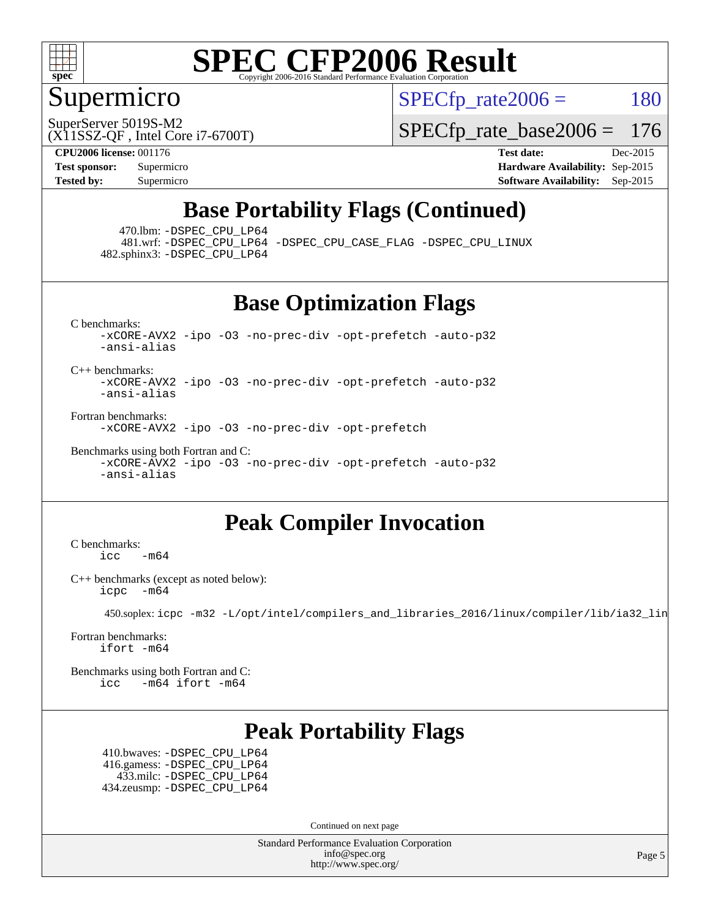Supermicro

SuperServer 5019S-M2
(X11SSZ-QF , Intel Core i7-6700T)

SPECfp_rate2006 = 180
SPECfp_rate_base2006 = 176

**CPU2006 license:** 001176
**Test sponsor:** Supermicro
**Tested by:** Supermicro

**Test date:** Dec-2015
**Hardware Availability:** Sep-2015
**Software Availability:** Sep-2015

## Base Portability Flags (Continued)

470.lbm: -DSPEC_CPU_LP64
481.wrf: -DSPEC_CPU_LP64 -DSPEC_CPU_CASE_FLAG -DSPEC_CPU_LINUX
482.sphinx3: -DSPEC_CPU_LP64

## Base Optimization Flags

C benchmarks:
-xCORE-AVX2 -ipo -O3 -no-prec-div -opt-prefetch -auto-p32 -ansi-alias

C++ benchmarks:
-xCORE-AVX2 -ipo -O3 -no-prec-div -opt-prefetch -auto-p32 -ansi-alias

Fortran benchmarks:
-xCORE-AVX2 -ipo -O3 -no-prec-div -opt-prefetch

Benchmarks using both Fortran and C:
-xCORE-AVX2 -ipo -O3 -no-prec-div -opt-prefetch -auto-p32 -ansi-alias

## Peak Compiler Invocation

C benchmarks:
icc -m64

C++ benchmarks (except as noted below):
icpc -m64

450.soplex: icpc -m32 -L/opt/intel/compilers_and_libraries_2016/linux/compiler/lib/ia32_lin

Fortran benchmarks:
ifort -m64

Benchmarks using both Fortran and C:
icc -m64 ifort -m64

## Peak Portability Flags

410.bwaves: -DSPEC_CPU_LP64
416.gamess: -DSPEC_CPU_LP64
433.milc: -DSPEC_CPU_LP64
434.zeusmp: -DSPEC_CPU_LP64

Continued on next page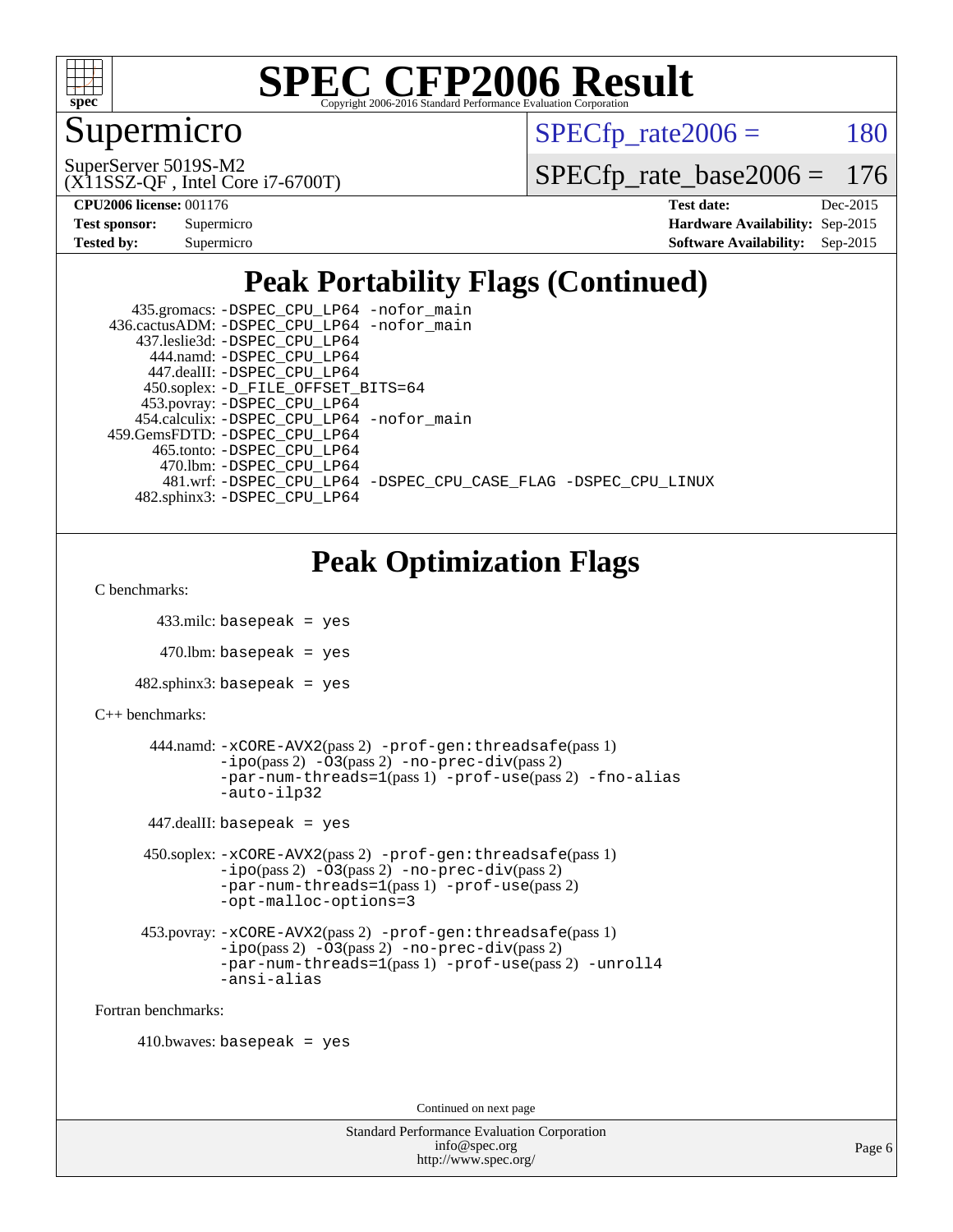# SPEC CFP2006 Result

Supermicro

SuperServer 5019S-M2
(X11SSZ-QF , Intel Core i7-6700T)

SPECfp_rate2006 = 180

SPECfp_rate_base2006 = 176

| | | | |
|---|---|---|---|
| **CPU2006 license:** 001176 | | **Test date:** | Dec-2015 |
| **Test sponsor:** | Supermicro | **Hardware Availability:** | Sep-2015 |
| **Tested by:** | Supermicro | **Software Availability:** | Sep-2015 |

## Peak Portability Flags (Continued)

```
     435.gromacs: -DSPEC_CPU_LP64 -nofor_main
   436.cactusADM: -DSPEC_CPU_LP64 -nofor_main
     437.leslie3d: -DSPEC_CPU_LP64
        444.namd: -DSPEC_CPU_LP64
       447.dealII: -DSPEC_CPU_LP64
      450.soplex: -D_FILE_OFFSET_BITS=64
      453.povray: -DSPEC_CPU_LP64
    454.calculix: -DSPEC_CPU_LP64 -nofor_main
   459.GemsFDTD: -DSPEC_CPU_LP64
       465.tonto: -DSPEC_CPU_LP64
         470.lbm: -DSPEC_CPU_LP64
         481.wrf: -DSPEC_CPU_LP64 -DSPEC_CPU_CASE_FLAG -DSPEC_CPU_LINUX
     482.sphinx3: -DSPEC_CPU_LP64
```

## Peak Optimization Flags

C benchmarks:

```
433.milc: basepeak = yes

470.lbm: basepeak = yes

482.sphinx3: basepeak = yes
```

C++ benchmarks:

```
444.namd: -xCORE-AVX2(pass 2) -prof-gen:threadsafe(pass 1)
          -ipo(pass 2) -O3(pass 2) -no-prec-div(pass 2)
          -par-num-threads=1(pass 1) -prof-use(pass 2) -fno-alias
          -auto-ilp32

447.dealII: basepeak = yes

450.soplex: -xCORE-AVX2(pass 2) -prof-gen:threadsafe(pass 1)
            -ipo(pass 2) -O3(pass 2) -no-prec-div(pass 2)
            -par-num-threads=1(pass 1) -prof-use(pass 2)
            -opt-malloc-options=3

453.povray: -xCORE-AVX2(pass 2) -prof-gen:threadsafe(pass 1)
            -ipo(pass 2) -O3(pass 2) -no-prec-div(pass 2)
            -par-num-threads=1(pass 1) -prof-use(pass 2) -unroll4
            -ansi-alias
```

Fortran benchmarks:

```
410.bwaves: basepeak = yes
```

Continued on next page

Standard Performance Evaluation Corporation
info@spec.org
http://www.spec.org/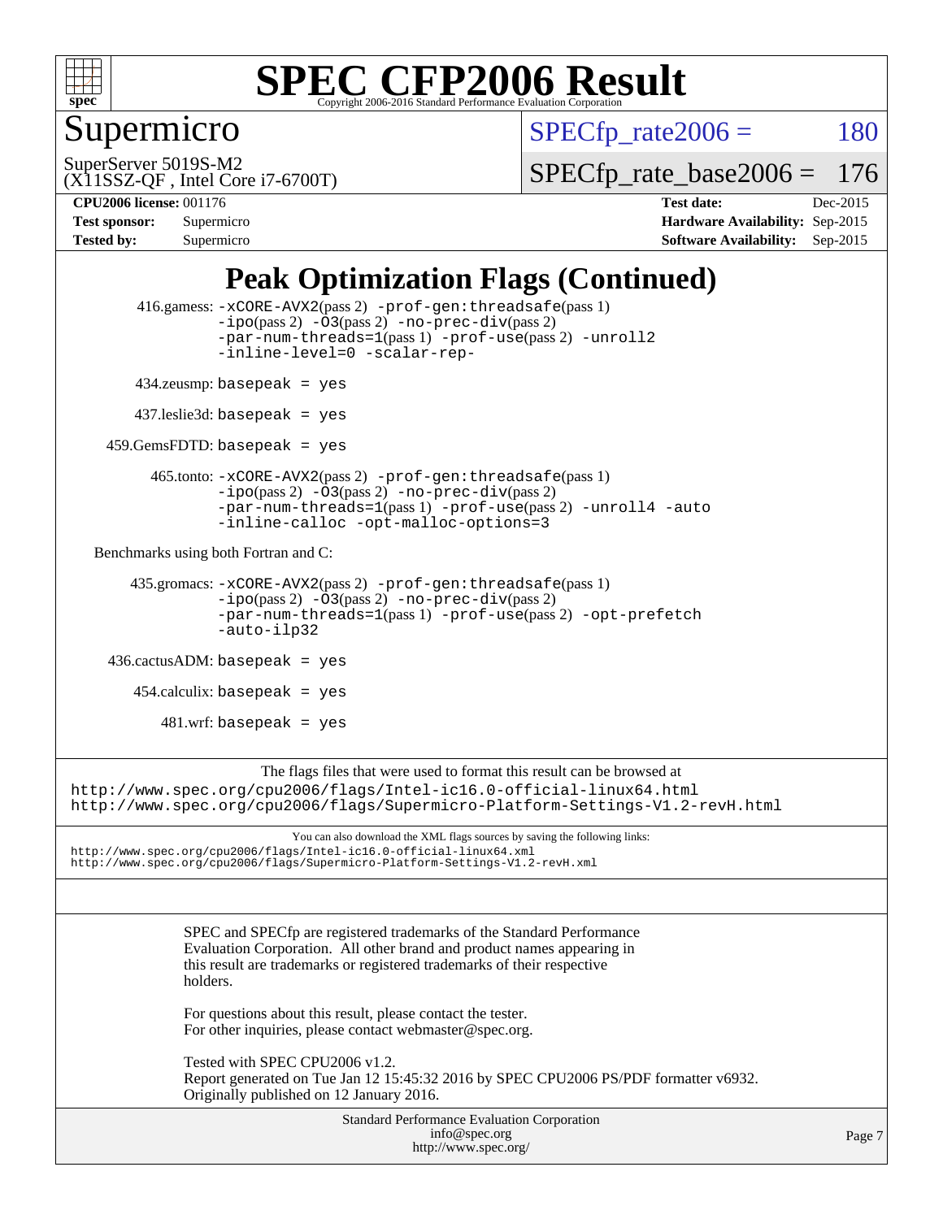# Peak Optimization Flags (Continued)

416.gamess: `-xCORE-AVX2`(pass 2) `-prof-gen:threadsafe`(pass 1) `-ipo`(pass 2) `-O3`(pass 2) `-no-prec-div`(pass 2) `-par-num-threads=1`(pass 1) `-prof-use`(pass 2) `-unroll2` `-inline-level=0` `-scalar-rep-`

434.zeusmp: `basepeak = yes`

437.leslie3d: `basepeak = yes`

459.GemsFDTD: `basepeak = yes`

465.tonto: `-xCORE-AVX2`(pass 2) `-prof-gen:threadsafe`(pass 1) `-ipo`(pass 2) `-O3`(pass 2) `-no-prec-div`(pass 2) `-par-num-threads=1`(pass 1) `-prof-use`(pass 2) `-unroll4` `-auto` `-inline-calloc` `-opt-malloc-options=3`

Benchmarks using both Fortran and C:

435.gromacs: `-xCORE-AVX2`(pass 2) `-prof-gen:threadsafe`(pass 1) `-ipo`(pass 2) `-O3`(pass 2) `-no-prec-div`(pass 2) `-par-num-threads=1`(pass 1) `-prof-use`(pass 2) `-opt-prefetch` `-auto-ilp32`

436.cactusADM: `basepeak = yes`

454.calculix: `basepeak = yes`

481.wrf: `basepeak = yes`

The flags files that were used to format this result can be browsed at
http://www.spec.org/cpu2006/flags/Intel-ic16.0-official-linux64.html
http://www.spec.org/cpu2006/flags/Supermicro-Platform-Settings-V1.2-revH.html

You can also download the XML flags sources by saving the following links:
http://www.spec.org/cpu2006/flags/Intel-ic16.0-official-linux64.xml
http://www.spec.org/cpu2006/flags/Supermicro-Platform-Settings-V1.2-revH.xml

SPEC and SPECfp are registered trademarks of the Standard Performance Evaluation Corporation. All other brand and product names appearing in this result are trademarks or registered trademarks of their respective holders.

For questions about this result, please contact the tester.
For other inquiries, please contact webmaster@spec.org.

Tested with SPEC CPU2006 v1.2.
Report generated on Tue Jan 12 15:45:32 2016 by SPEC CPU2006 PS/PDF formatter v6932.
Originally published on 12 January 2016.